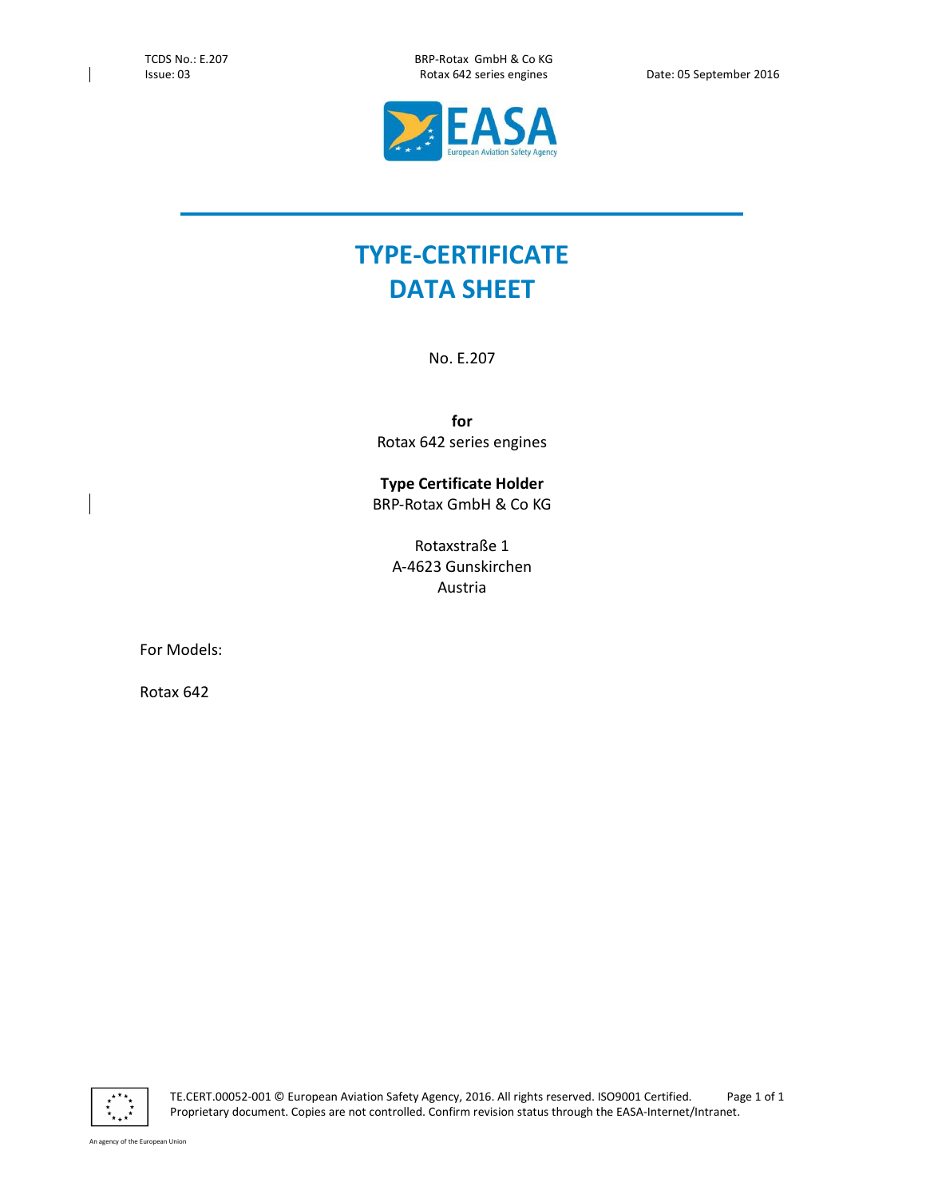# TYPE-CERTIFICATE DATA SHEET

No. E.207

**for**
Rotax 642 series engines

**Type Certificate Holder**
BRP-Rotax GmbH & Co KG

Rotaxstraße 1
A-4623 Gunskirchen
Austria

For Models:

Rotax 642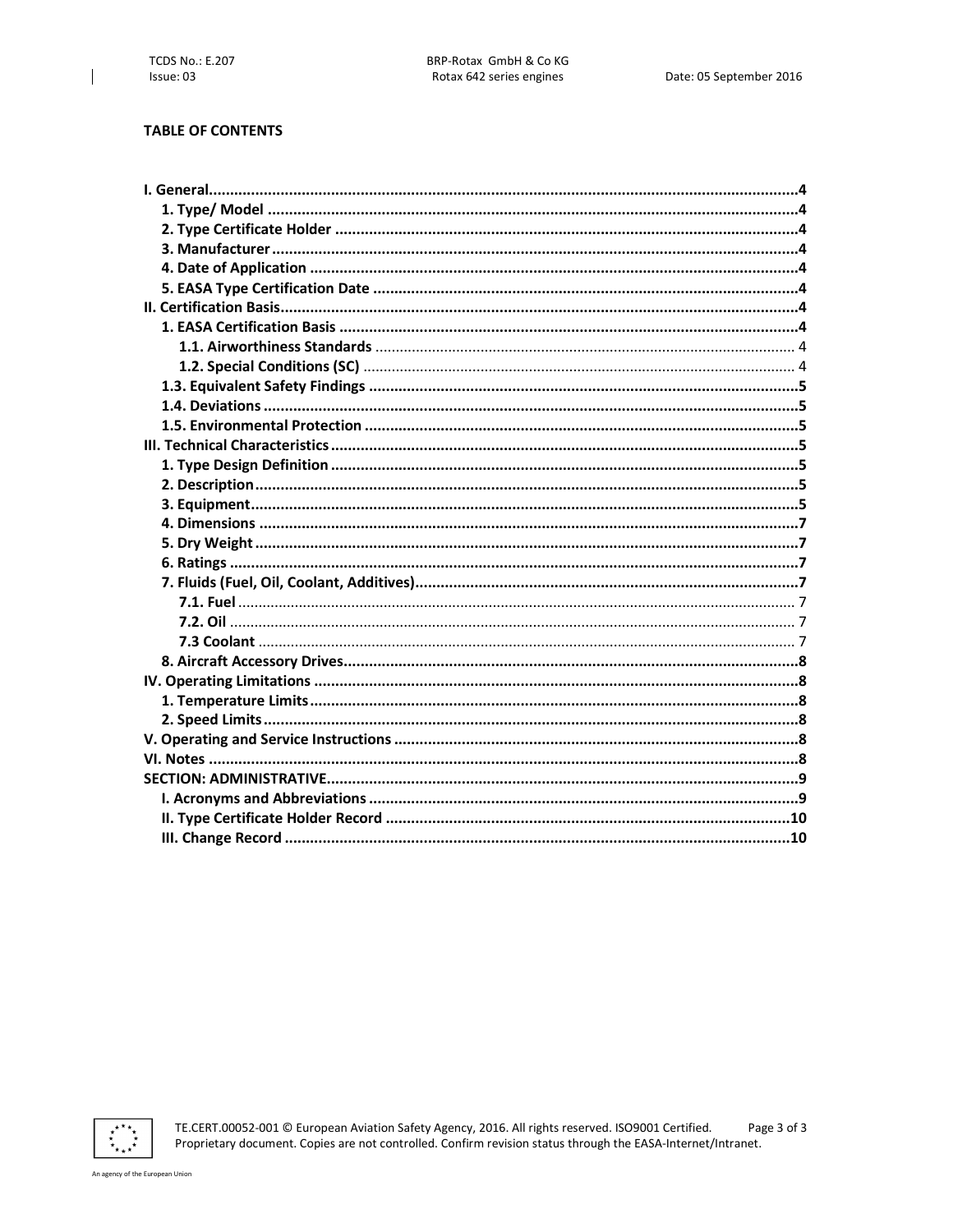## TABLE OF CONTENTS

- **I. General** ... 4
  - **1. Type/ Model** ... 4
  - **2. Type Certificate Holder** ... 4
  - **3. Manufacturer** ... 4
  - **4. Date of Application** ... 4
  - **5. EASA Type Certification Date** ... 4
- **II. Certification Basis** ... 4
  - **1. EASA Certification Basis** ... 4
    - **1.1. Airworthiness Standards** ... 4
    - **1.2. Special Conditions (SC)** ... 4
  - **1.3. Equivalent Safety Findings** ... 5
  - **1.4. Deviations** ... 5
  - **1.5. Environmental Protection** ... 5
- **III. Technical Characteristics** ... 5
  - **1. Type Design Definition** ... 5
  - **2. Description** ... 5
  - **3. Equipment** ... 5
  - **4. Dimensions** ... 7
  - **5. Dry Weight** ... 7
  - **6. Ratings** ... 7
  - **7. Fluids (Fuel, Oil, Coolant, Additives)** ... 7
    - **7.1. Fuel** ... 7
    - **7.2. Oil** ... 7
    - **7.3 Coolant** ... 7
  - **8. Aircraft Accessory Drives** ... 8
- **IV. Operating Limitations** ... 8
  - **1. Temperature Limits** ... 8
  - **2. Speed Limits** ... 8
- **V. Operating and Service Instructions** ... 8
- **VI. Notes** ... 8
- **SECTION: ADMINISTRATIVE** ... 9
  - **I. Acronyms and Abbreviations** ... 9
  - **II. Type Certificate Holder Record** ... 10
  - **III. Change Record** ... 10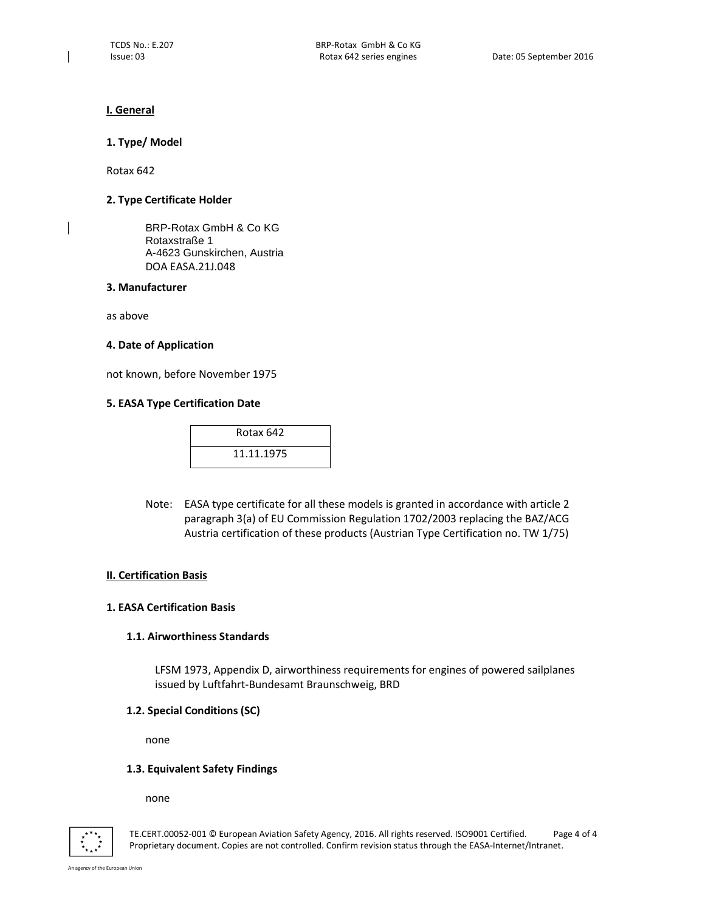## I. General

### 1. Type/ Model

Rotax 642

### 2. Type Certificate Holder

BRP-Rotax GmbH & Co KG
Rotaxstraße 1
A-4623 Gunskirchen, Austria
DOA EASA.21J.048

### 3. Manufacturer

as above

### 4. Date of Application

not known, before November 1975

### 5. EASA Type Certification Date

| Rotax 642 |
| --- |
| 11.11.1975 |

Note: EASA type certificate for all these models is granted in accordance with article 2 paragraph 3(a) of EU Commission Regulation 1702/2003 replacing the BAZ/ACG Austria certification of these products (Austrian Type Certification no. TW 1/75)

## II. Certification Basis

### 1. EASA Certification Basis

#### 1.1. Airworthiness Standards

LFSM 1973, Appendix D, airworthiness requirements for engines of powered sailplanes issued by Luftfahrt-Bundesamt Braunschweig, BRD

#### 1.2. Special Conditions (SC)

none

#### 1.3. Equivalent Safety Findings

none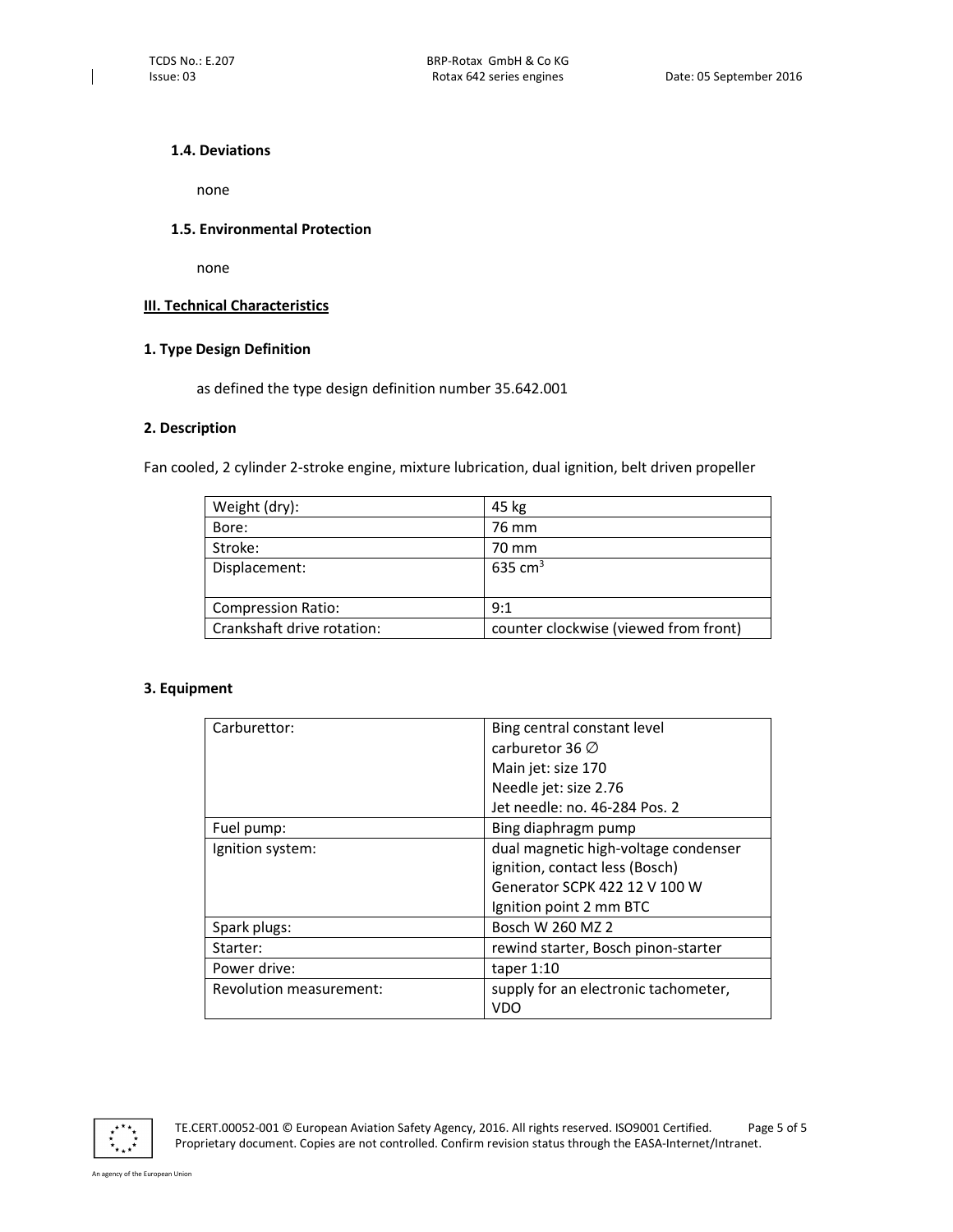#### 1.4. Deviations

none

#### 1.5. Environmental Protection

none

## III. Technical Characteristics

### 1. Type Design Definition

as defined the type design definition number 35.642.001

### 2. Description

Fan cooled, 2 cylinder 2-stroke engine, mixture lubrication, dual ignition, belt driven propeller

| | |
|---|---|
| Weight (dry): | 45 kg |
| Bore: | 76 mm |
| Stroke: | 70 mm |
| Displacement: | 635 $cm^3$ |
| Compression Ratio: | 9:1 |
| Crankshaft drive rotation: | counter clockwise (viewed from front) |

### 3. Equipment

| | |
|---|---|
| Carburettor: | Bing central constant level carburetor 36 ∅<br>Main jet: size 170<br>Needle jet: size 2.76<br>Jet needle: no. 46-284 Pos. 2 |
| Fuel pump: | Bing diaphragm pump |
| Ignition system: | dual magnetic high-voltage condenser ignition, contact less (Bosch)<br>Generator SCPK 422 12 V 100 W<br>Ignition point 2 mm BTC |
| Spark plugs: | Bosch W 260 MZ 2 |
| Starter: | rewind starter, Bosch pinon-starter |
| Power drive: | taper 1:10 |
| Revolution measurement: | supply for an electronic tachometer, VDO |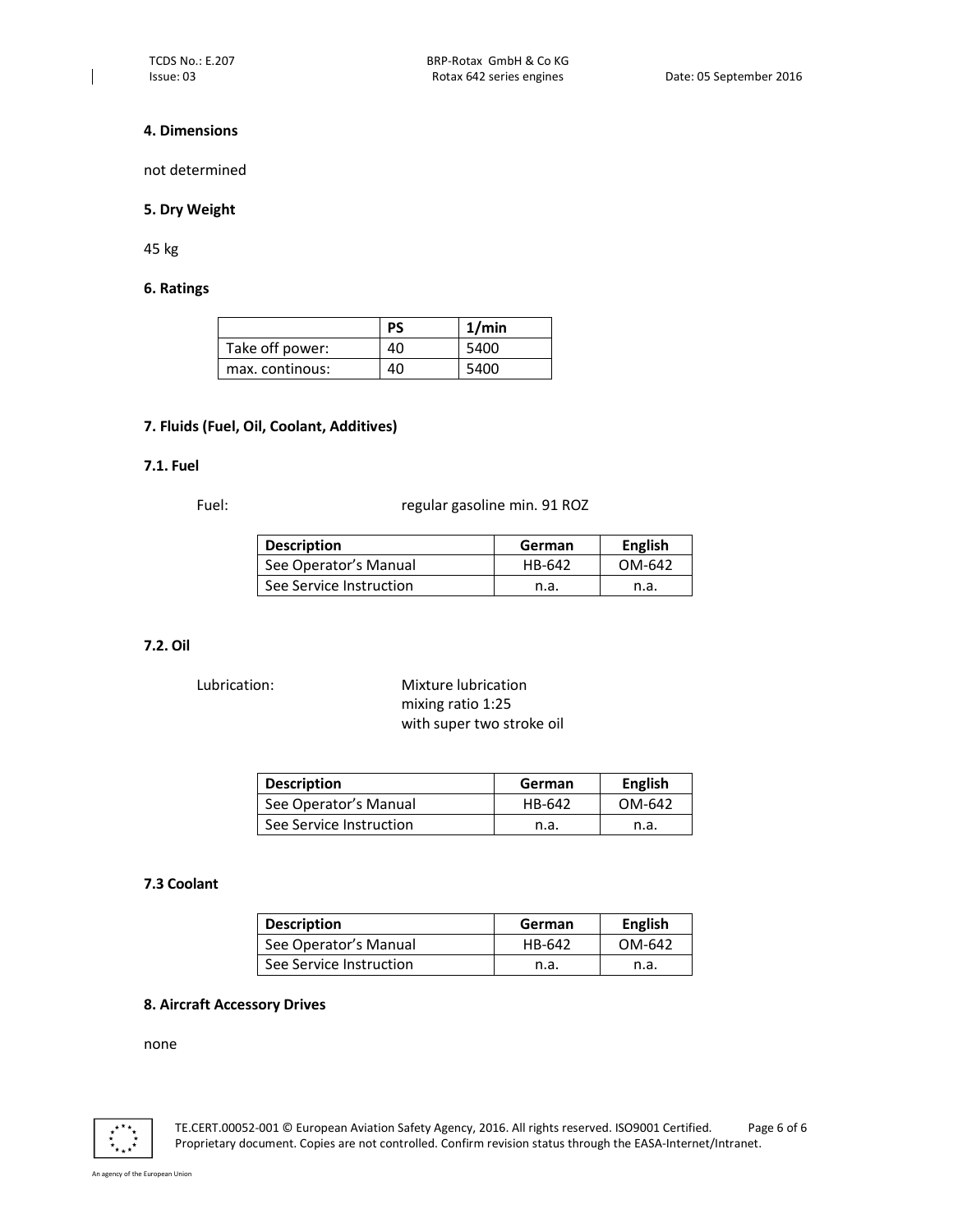## 4. Dimensions

not determined

## 5. Dry Weight

45 kg

## 6. Ratings

| | PS | 1/min |
|---|---|---|
| Take off power: | 40 | 5400 |
| max. continous: | 40 | 5400 |

## 7. Fluids (Fuel, Oil, Coolant, Additives)

### 7.1. Fuel

Fuel: regular gasoline min. 91 ROZ

| Description | German | English |
|---|---|---|
| See Operator's Manual | HB-642 | OM-642 |
| See Service Instruction | n.a. | n.a. |

### 7.2. Oil

Lubrication: Mixture lubrication
mixing ratio 1:25
with super two stroke oil

| Description | German | English |
|---|---|---|
| See Operator's Manual | HB-642 | OM-642 |
| See Service Instruction | n.a. | n.a. |

### 7.3 Coolant

| Description | German | English |
|---|---|---|
| See Operator's Manual | HB-642 | OM-642 |
| See Service Instruction | n.a. | n.a. |

## 8. Aircraft Accessory Drives

none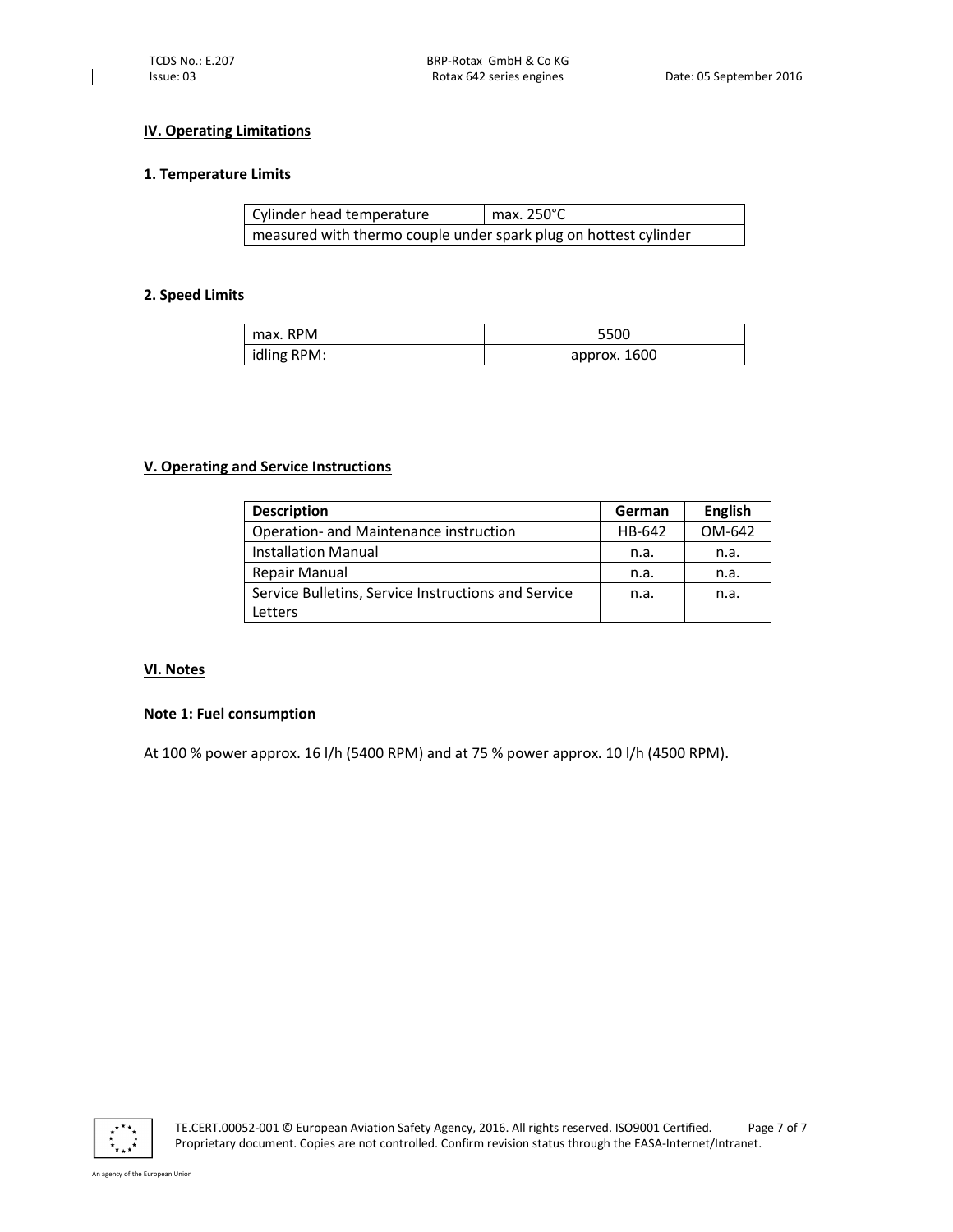## IV. Operating Limitations

### 1. Temperature Limits

| | |
|---|---|
| Cylinder head temperature | max. 250°C |
| measured with thermo couple under spark plug on hottest cylinder | |

### 2. Speed Limits

| | |
|---|---|
| max. RPM | 5500 |
| idling RPM: | approx. 1600 |

## V. Operating and Service Instructions

| Description | German | English |
|---|---|---|
| Operation- and Maintenance instruction | HB-642 | OM-642 |
| Installation Manual | n.a. | n.a. |
| Repair Manual | n.a. | n.a. |
| Service Bulletins, Service Instructions and Service Letters | n.a. | n.a. |

## VI. Notes

### Note 1: Fuel consumption

At 100 % power approx. 16 l/h (5400 RPM) and at 75 % power approx. 10 l/h (4500 RPM).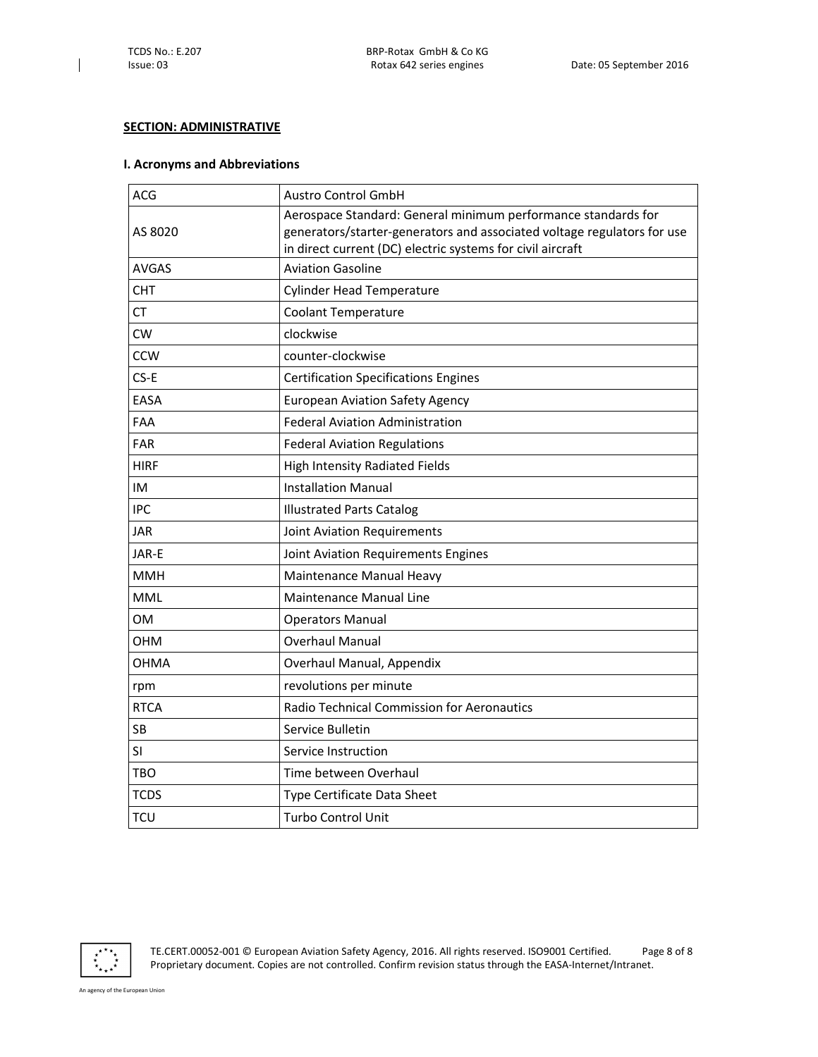**SECTION: ADMINISTRATIVE**

**I. Acronyms and Abbreviations**

| | |
|---|---|
| ACG | Austro Control GmbH |
| AS 8020 | Aerospace Standard: General minimum performance standards for generators/starter-generators and associated voltage regulators for use in direct current (DC) electric systems for civil aircraft |
| AVGAS | Aviation Gasoline |
| CHT | Cylinder Head Temperature |
| CT | Coolant Temperature |
| CW | clockwise |
| CCW | counter-clockwise |
| CS-E | Certification Specifications Engines |
| EASA | European Aviation Safety Agency |
| FAA | Federal Aviation Administration |
| FAR | Federal Aviation Regulations |
| HIRF | High Intensity Radiated Fields |
| IM | Installation Manual |
| IPC | Illustrated Parts Catalog |
| JAR | Joint Aviation Requirements |
| JAR-E | Joint Aviation Requirements Engines |
| MMH | Maintenance Manual Heavy |
| MML | Maintenance Manual Line |
| OM | Operators Manual |
| OHM | Overhaul Manual |
| OHMA | Overhaul Manual, Appendix |
| rpm | revolutions per minute |
| RTCA | Radio Technical Commission for Aeronautics |
| SB | Service Bulletin |
| SI | Service Instruction |
| TBO | Time between Overhaul |
| TCDS | Type Certificate Data Sheet |
| TCU | Turbo Control Unit |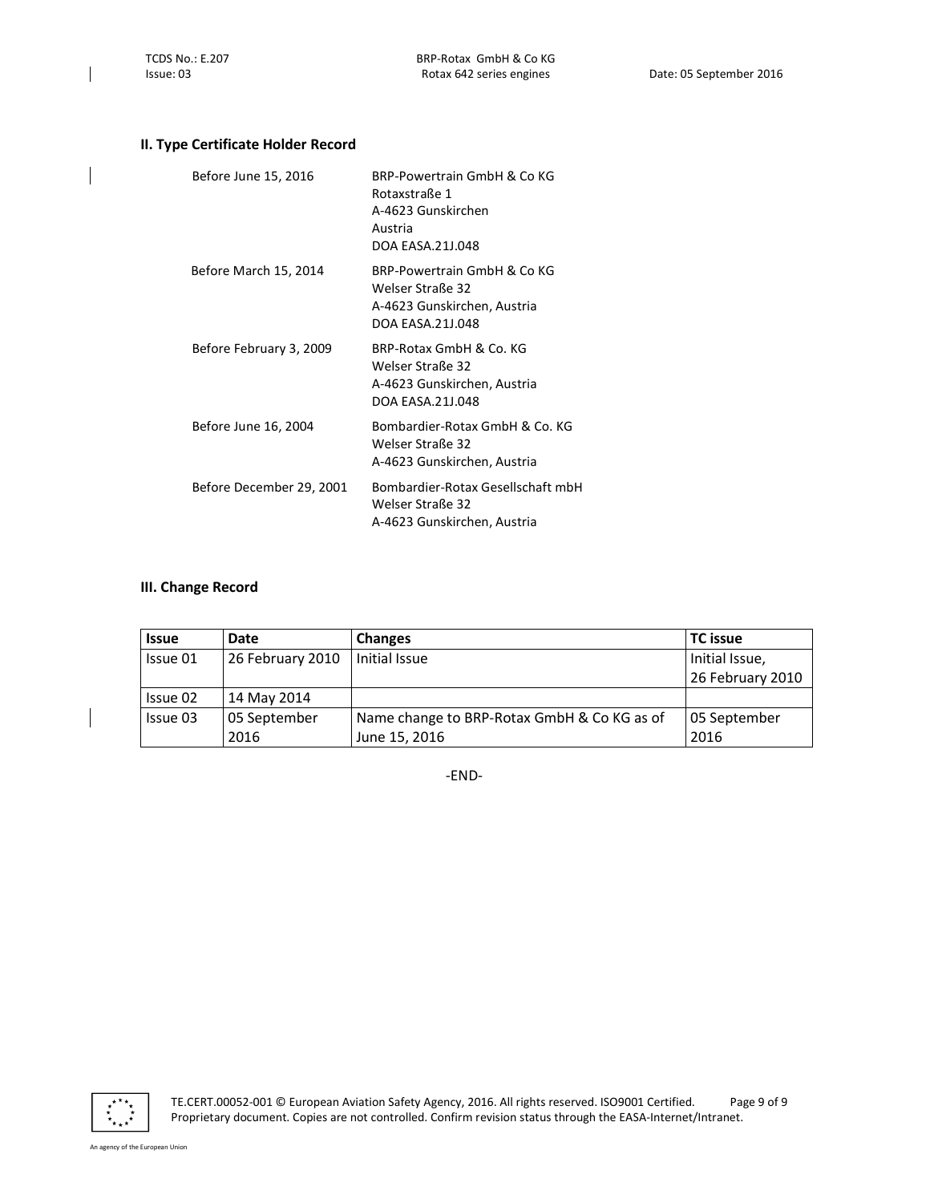## II. Type Certificate Holder Record

| | |
|---|---|
| Before June 15, 2016 | BRP-Powertrain GmbH & Co KG<br>Rotaxstraße 1<br>A-4623 Gunskirchen<br>Austria<br>DOA EASA.21J.048 |
| Before March 15, 2014 | BRP-Powertrain GmbH & Co KG<br>Welser Straße 32<br>A-4623 Gunskirchen, Austria<br>DOA EASA.21J.048 |
| Before February 3, 2009 | BRP-Rotax GmbH & Co. KG<br>Welser Straße 32<br>A-4623 Gunskirchen, Austria<br>DOA EASA.21J.048 |
| Before June 16, 2004 | Bombardier-Rotax GmbH & Co. KG<br>Welser Straße 32<br>A-4623 Gunskirchen, Austria |
| Before December 29, 2001 | Bombardier-Rotax Gesellschaft mbH<br>Welser Straße 32<br>A-4623 Gunskirchen, Austria |

## III. Change Record

| Issue | Date | Changes | TC issue |
|---|---|---|---|
| Issue 01 | 26 February 2010 | Initial Issue | Initial Issue, 26 February 2010 |
| Issue 02 | 14 May 2014 | | |
| Issue 03 | 05 September 2016 | Name change to BRP-Rotax GmbH & Co KG as of June 15, 2016 | 05 September 2016 |

-END-